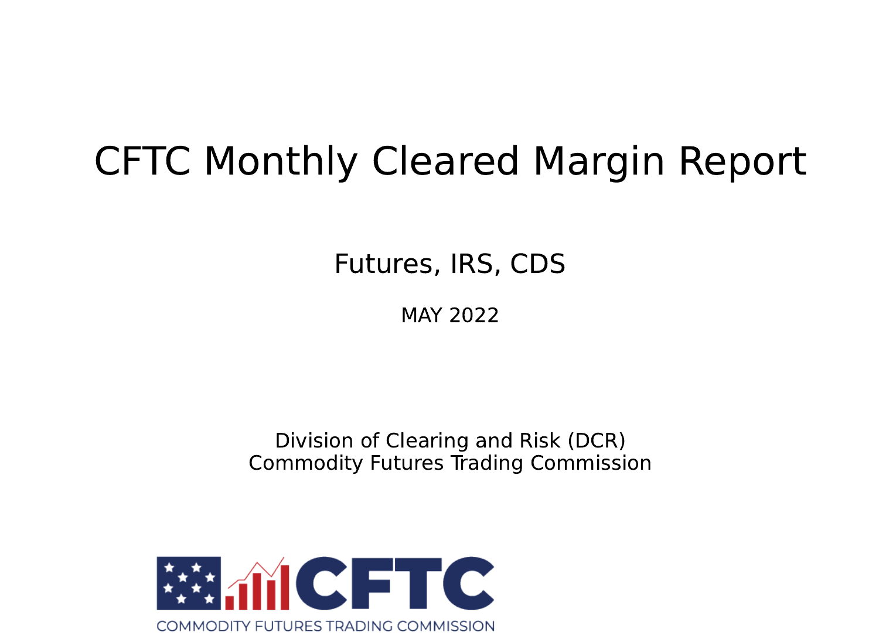# CFTC Monthly Cleared Margin Report

Futures, IRS, CDS

MAY 2022

Division of Clearing and Risk (DCR)
Commodity Futures Trading Commission

CFTC

COMMODITY FUTURES TRADING COMMISSION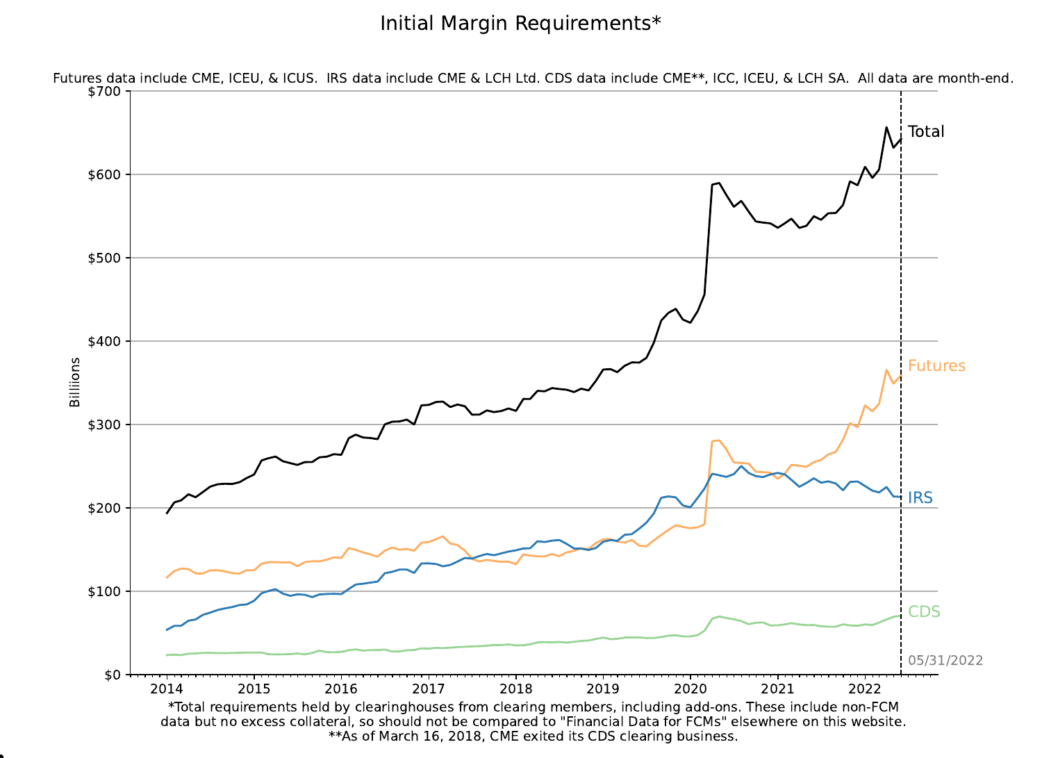# Initial Margin Requirements*

Futures data include CME, ICEU, & ICUS. IRS data include CME & LCH Ltd. CDS data include CME**, ICC, ICEU, & LCH SA. All data are month-end.

*Total requirements held by clearinghouses from clearing members, including add-ons. These include non-FCM data but no excess collateral, so should not be compared to "Financial Data for FCMs" elsewhere on this website.
**As of March 16, 2018, CME exited its CDS clearing business.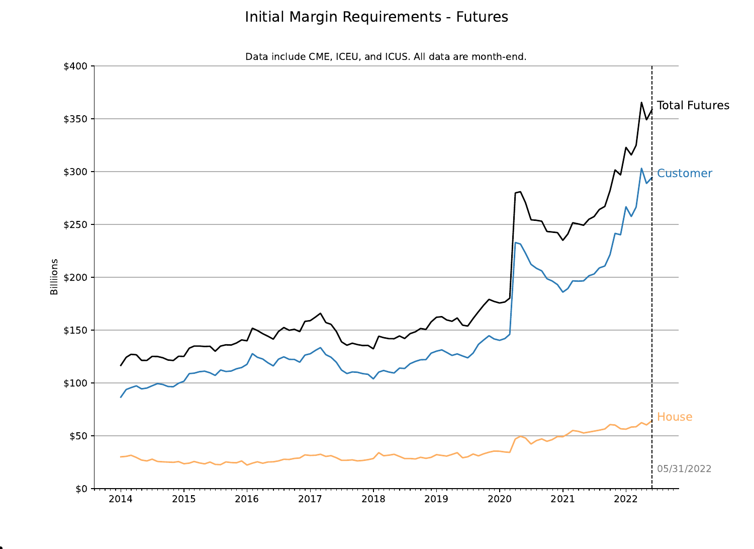# Initial Margin Requirements - Futures

Data include CME, ICEU, and ICUS. All data are month-end.

Total Futures

Customer

House

05/31/2022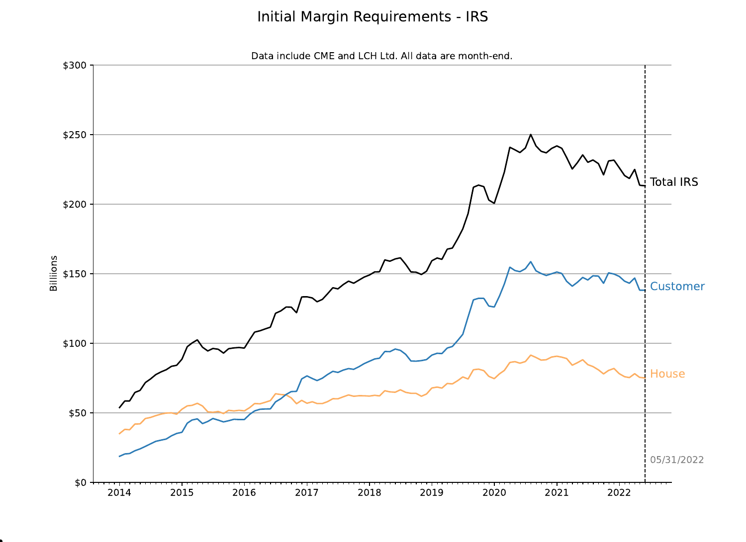# Initial Margin Requirements - IRS

Data include CME and LCH Ltd. All data are month-end.

Billions

$300, $250, $200, $150, $100, $50, $0

2014, 2015, 2016, 2017, 2018, 2019, 2020, 2021, 2022

Total IRS

Customer

House

05/31/2022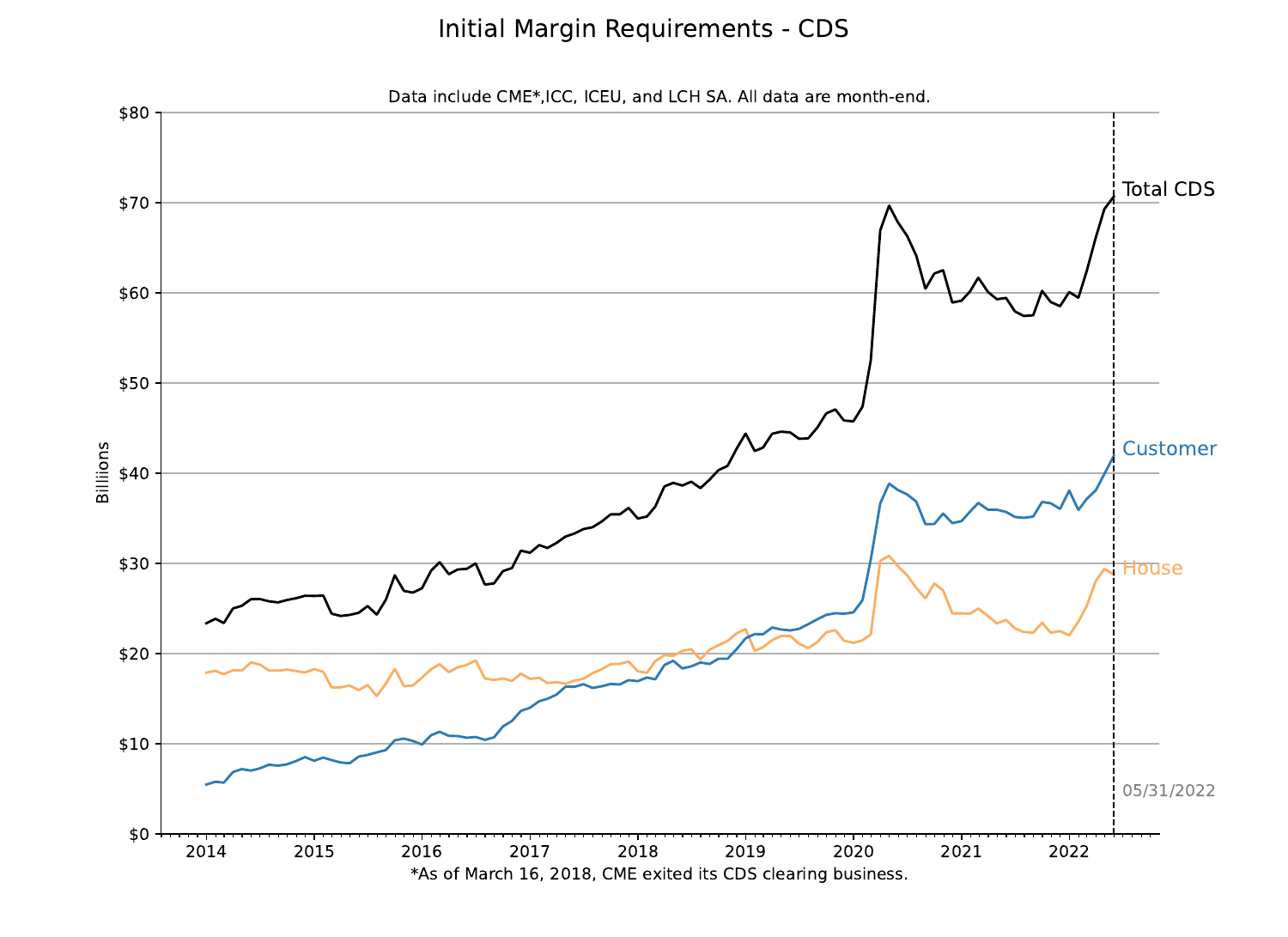# Initial Margin Requirements - CDS

Data include CME*,ICC, ICEU, and LCH SA. All data are month-end.

*As of March 16, 2018, CME exited its CDS clearing business.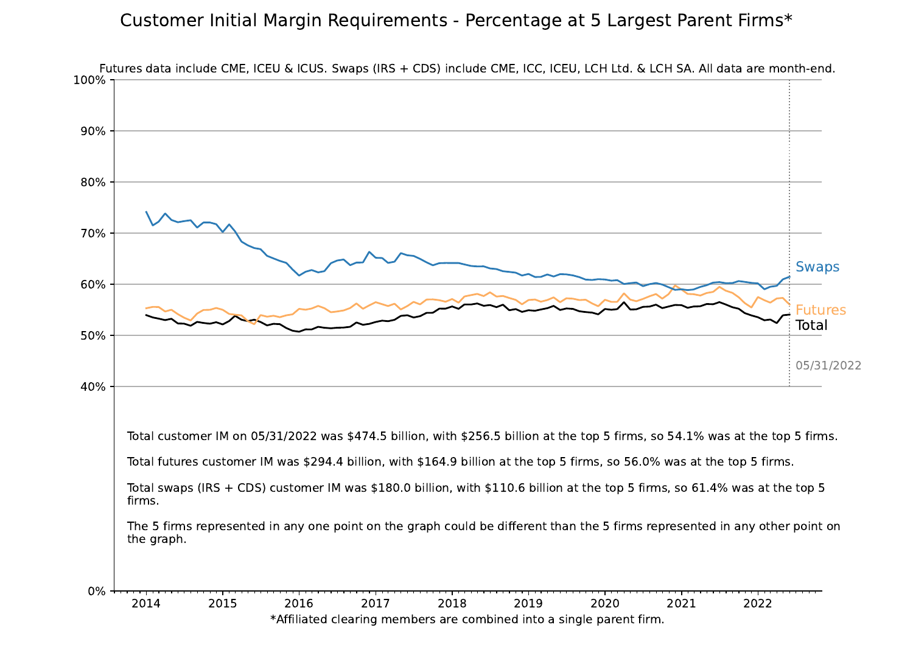# Customer Initial Margin Requirements - Percentage at 5 Largest Parent Firms*

Futures data include CME, ICEU & ICUS. Swaps (IRS + CDS) include CME, ICC, ICEU, LCH Ltd. & LCH SA. All data are month-end.

100%
90%
80%
70%
60%
50%
40%
0%

2014
2015
2016
2017
2018
2019
2020
2021
2022

Swaps
Futures
Total
05/31/2022

Total customer IM on 05/31/2022 was $474.5 billion, with $256.5 billion at the top 5 firms, so 54.1% was at the top 5 firms.

Total futures customer IM was $294.4 billion, with $164.9 billion at the top 5 firms, so 56.0% was at the top 5 firms.

Total swaps (IRS + CDS) customer IM was $180.0 billion, with $110.6 billion at the top 5 firms, so 61.4% was at the top 5 firms.

The 5 firms represented in any one point on the graph could be different than the 5 firms represented in any other point on the graph.

*Affiliated clearing members are combined into a single parent firm.